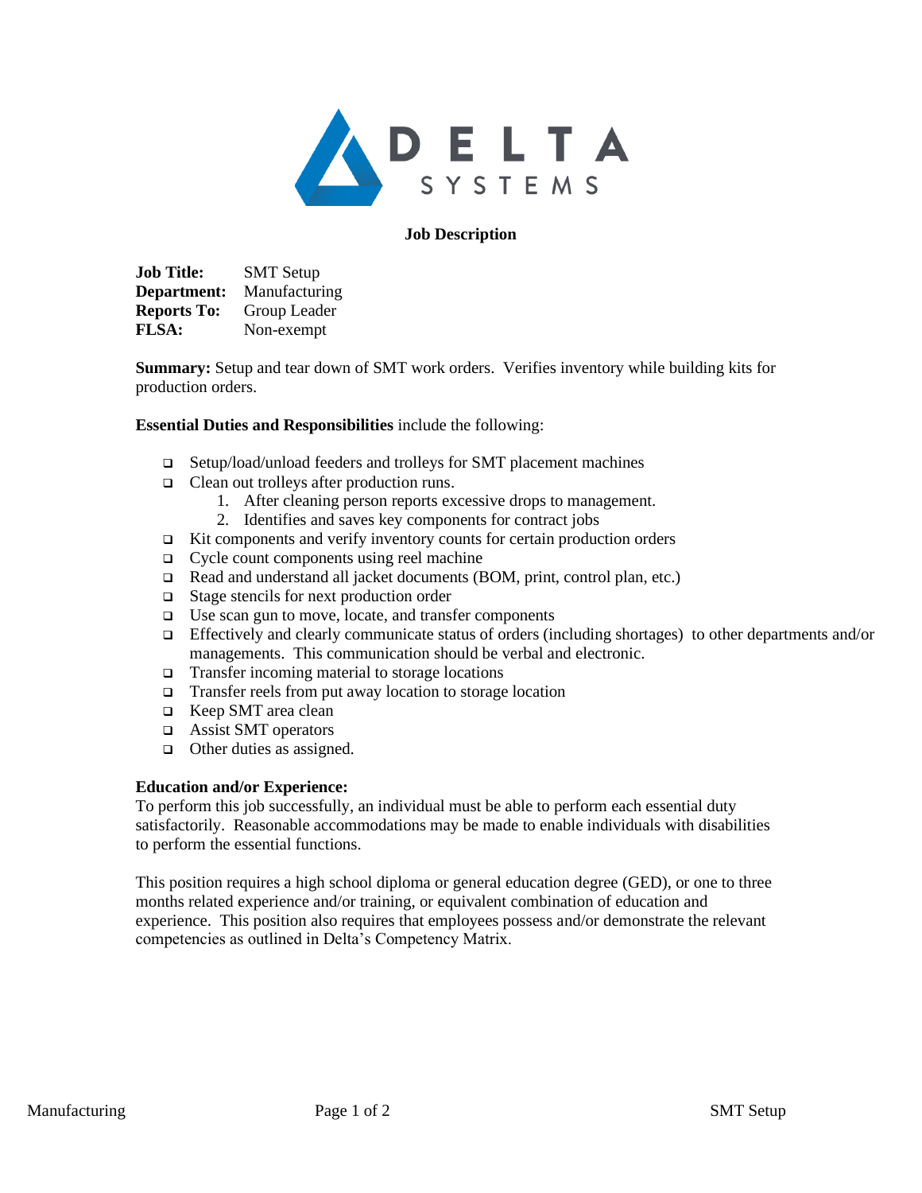DELTA SYSTEMS

**Job Description**

**Job Title:** SMT Setup
**Department:** Manufacturing
**Reports To:** Group Leader
**FLSA:** Non-exempt

**Summary:** Setup and tear down of SMT work orders. Verifies inventory while building kits for production orders.

**Essential Duties and Responsibilities** include the following:

- Setup/load/unload feeders and trolleys for SMT placement machines
- Clean out trolleys after production runs.
  1. After cleaning person reports excessive drops to management.
  2. Identifies and saves key components for contract jobs
- Kit components and verify inventory counts for certain production orders
- Cycle count components using reel machine
- Read and understand all jacket documents (BOM, print, control plan, etc.)
- Stage stencils for next production order
- Use scan gun to move, locate, and transfer components
- Effectively and clearly communicate status of orders (including shortages) to other departments and/or managements. This communication should be verbal and electronic.
- Transfer incoming material to storage locations
- Transfer reels from put away location to storage location
- Keep SMT area clean
- Assist SMT operators
- Other duties as assigned.

**Education and/or Experience:**

To perform this job successfully, an individual must be able to perform each essential duty satisfactorily. Reasonable accommodations may be made to enable individuals with disabilities to perform the essential functions.

This position requires a high school diploma or general education degree (GED), or one to three months related experience and/or training, or equivalent combination of education and experience. This position also requires that employees possess and/or demonstrate the relevant competencies as outlined in Delta's Competency Matrix.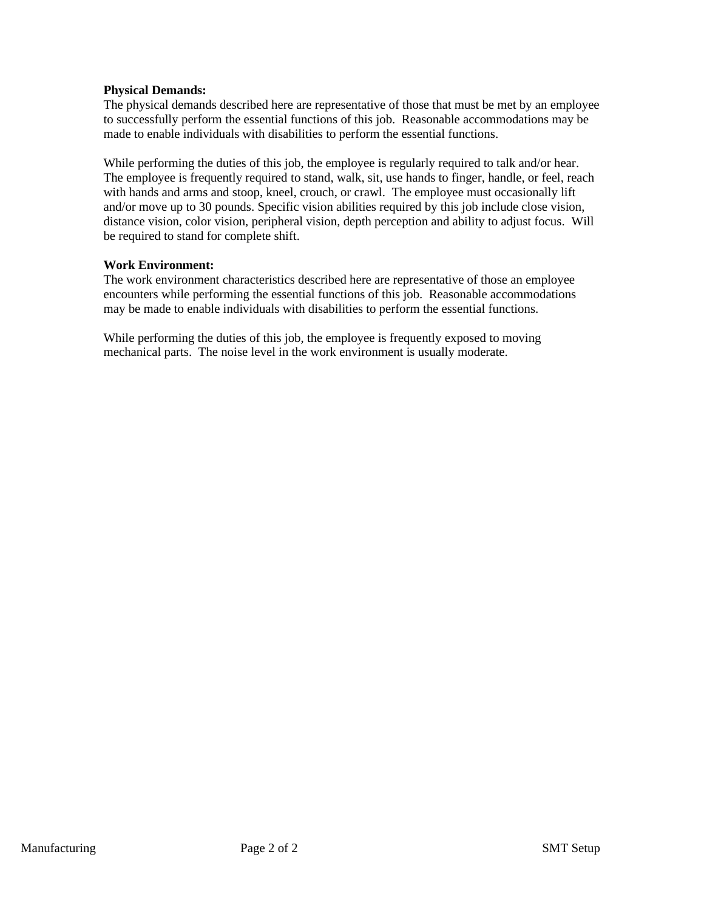**Physical Demands:**
The physical demands described here are representative of those that must be met by an employee to successfully perform the essential functions of this job. Reasonable accommodations may be made to enable individuals with disabilities to perform the essential functions.

While performing the duties of this job, the employee is regularly required to talk and/or hear. The employee is frequently required to stand, walk, sit, use hands to finger, handle, or feel, reach with hands and arms and stoop, kneel, crouch, or crawl. The employee must occasionally lift and/or move up to 30 pounds. Specific vision abilities required by this job include close vision, distance vision, color vision, peripheral vision, depth perception and ability to adjust focus. Will be required to stand for complete shift.

**Work Environment:**
The work environment characteristics described here are representative of those an employee encounters while performing the essential functions of this job. Reasonable accommodations may be made to enable individuals with disabilities to perform the essential functions.

While performing the duties of this job, the employee is frequently exposed to moving mechanical parts. The noise level in the work environment is usually moderate.